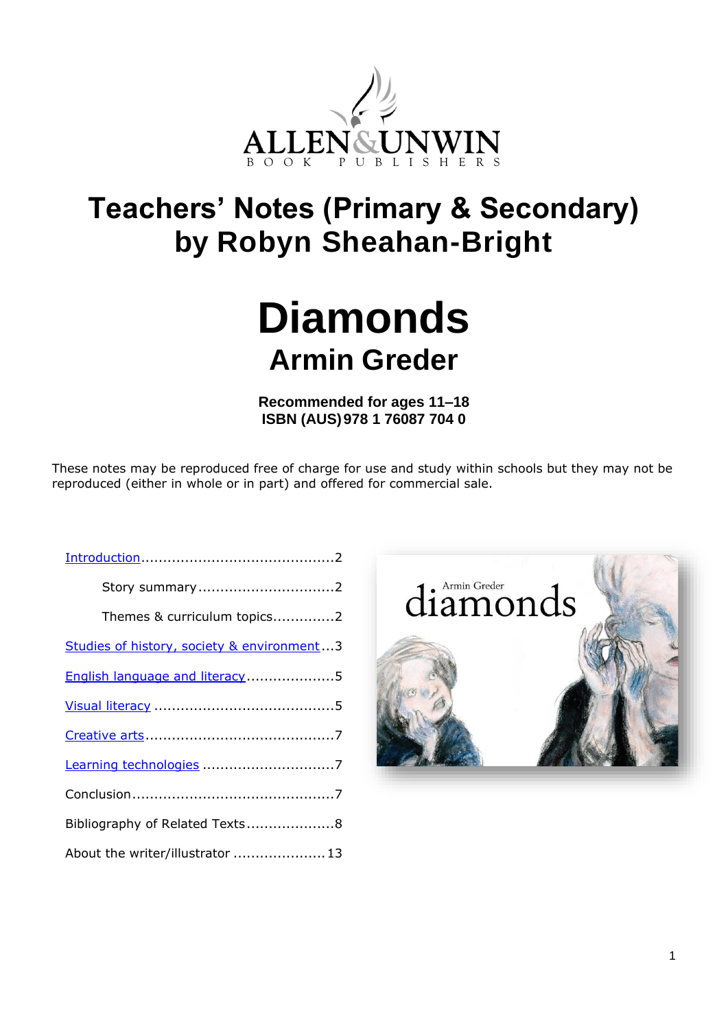# Teachers' Notes (Primary & Secondary) by Robyn Sheahan-Bright

# Diamonds

## Armin Greder

**Recommended for ages 11–18**
**ISBN (AUS) 978 1 76087 704 0**

These notes may be reproduced free of charge for use and study within schools but they may not be reproduced (either in whole or in part) and offered for commercial sale.

- Introduction..........................................2
  - Story summary...............................2
  - Themes & curriculum topics..............2
- Studies of history, society & environment...3
- English language and literacy....................5
- Visual literacy ........................................5
- Creative arts...........................................7
- Learning technologies ..............................7
- Conclusion..............................................7
- Bibliography of Related Texts....................8
- About the writer/illustrator .....................13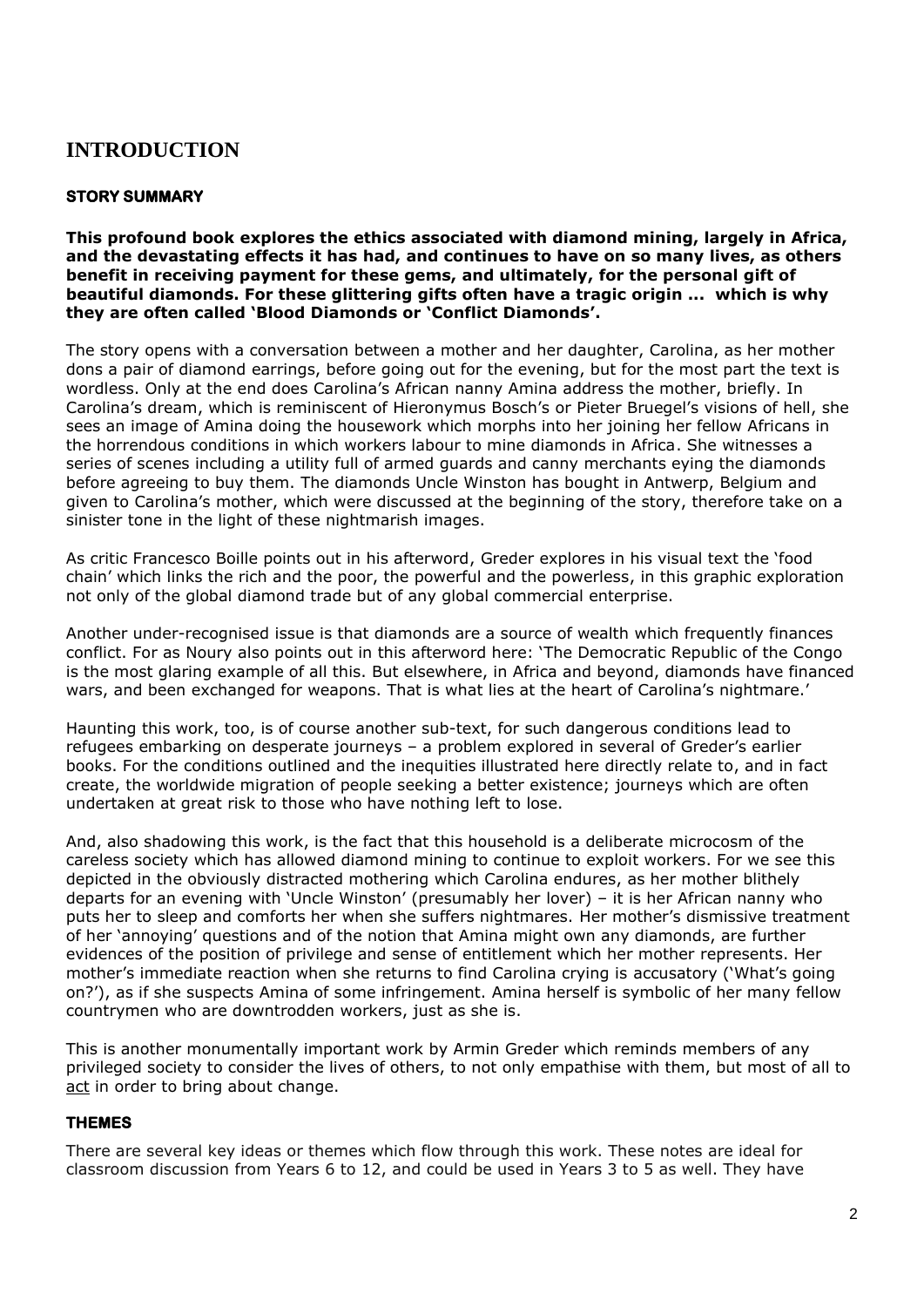# INTRODUCTION

### STORY SUMMARY

**This profound book explores the ethics associated with diamond mining, largely in Africa, and the devastating effects it has had, and continues to have on so many lives, as others benefit in receiving payment for these gems, and ultimately, for the personal gift of beautiful diamonds. For these glittering gifts often have a tragic origin ... which is why they are often called 'Blood Diamonds or 'Conflict Diamonds'.**

The story opens with a conversation between a mother and her daughter, Carolina, as her mother dons a pair of diamond earrings, before going out for the evening, but for the most part the text is wordless. Only at the end does Carolina's African nanny Amina address the mother, briefly. In Carolina's dream, which is reminiscent of Hieronymus Bosch's or Pieter Bruegel's visions of hell, she sees an image of Amina doing the housework which morphs into her joining her fellow Africans in the horrendous conditions in which workers labour to mine diamonds in Africa. She witnesses a series of scenes including a utility full of armed guards and canny merchants eying the diamonds before agreeing to buy them. The diamonds Uncle Winston has bought in Antwerp, Belgium and given to Carolina's mother, which were discussed at the beginning of the story, therefore take on a sinister tone in the light of these nightmarish images.

As critic Francesco Boille points out in his afterword, Greder explores in his visual text the 'food chain' which links the rich and the poor, the powerful and the powerless, in this graphic exploration not only of the global diamond trade but of any global commercial enterprise.

Another under-recognised issue is that diamonds are a source of wealth which frequently finances conflict. For as Noury also points out in this afterword here: 'The Democratic Republic of the Congo is the most glaring example of all this. But elsewhere, in Africa and beyond, diamonds have financed wars, and been exchanged for weapons. That is what lies at the heart of Carolina's nightmare.'

Haunting this work, too, is of course another sub-text, for such dangerous conditions lead to refugees embarking on desperate journeys – a problem explored in several of Greder's earlier books. For the conditions outlined and the inequities illustrated here directly relate to, and in fact create, the worldwide migration of people seeking a better existence; journeys which are often undertaken at great risk to those who have nothing left to lose.

And, also shadowing this work, is the fact that this household is a deliberate microcosm of the careless society which has allowed diamond mining to continue to exploit workers. For we see this depicted in the obviously distracted mothering which Carolina endures, as her mother blithely departs for an evening with 'Uncle Winston' (presumably her lover) – it is her African nanny who puts her to sleep and comforts her when she suffers nightmares. Her mother's dismissive treatment of her 'annoying' questions and of the notion that Amina might own any diamonds, are further evidences of the position of privilege and sense of entitlement which her mother represents. Her mother's immediate reaction when she returns to find Carolina crying is accusatory ('What's going on?'), as if she suspects Amina of some infringement. Amina herself is symbolic of her many fellow countrymen who are downtrodden workers, just as she is.

This is another monumentally important work by Armin Greder which reminds members of any privileged society to consider the lives of others, to not only empathise with them, but most of all to <u>act</u> in order to bring about change.

### THEMES

There are several key ideas or themes which flow through this work. These notes are ideal for classroom discussion from Years 6 to 12, and could be used in Years 3 to 5 as well. They have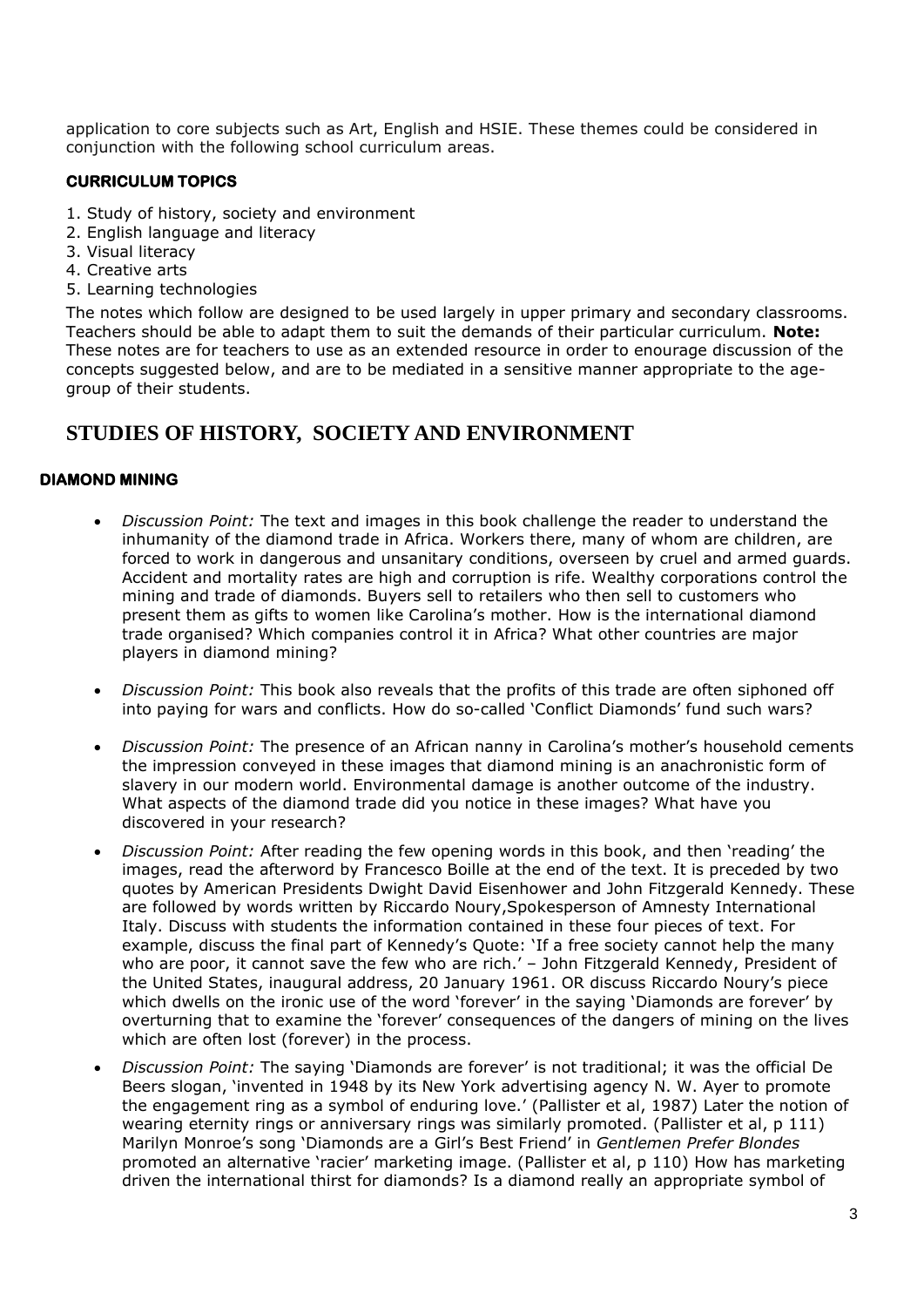application to core subjects such as Art, English and HSIE. These themes could be considered in conjunction with the following school curriculum areas.

### CURRICULUM TOPICS

1. Study of history, society and environment
2. English language and literacy
3. Visual literacy
4. Creative arts
5. Learning technologies

The notes which follow are designed to be used largely in upper primary and secondary classrooms. Teachers should be able to adapt them to suit the demands of their particular curriculum. **Note:** These notes are for teachers to use as an extended resource in order to enourage discussion of the concepts suggested below, and are to be mediated in a sensitive manner appropriate to the age-group of their students.

## STUDIES OF HISTORY, SOCIETY AND ENVIRONMENT

### DIAMOND MINING

- *Discussion Point:* The text and images in this book challenge the reader to understand the inhumanity of the diamond trade in Africa. Workers there, many of whom are children, are forced to work in dangerous and unsanitary conditions, overseen by cruel and armed guards. Accident and mortality rates are high and corruption is rife. Wealthy corporations control the mining and trade of diamonds. Buyers sell to retailers who then sell to customers who present them as gifts to women like Carolina's mother. How is the international diamond trade organised? Which companies control it in Africa? What other countries are major players in diamond mining?

- *Discussion Point:* This book also reveals that the profits of this trade are often siphoned off into paying for wars and conflicts. How do so-called 'Conflict Diamonds' fund such wars?

- *Discussion Point:* The presence of an African nanny in Carolina's mother's household cements the impression conveyed in these images that diamond mining is an anachronistic form of slavery in our modern world. Environmental damage is another outcome of the industry. What aspects of the diamond trade did you notice in these images? What have you discovered in your research?

- *Discussion Point:* After reading the few opening words in this book, and then 'reading' the images, read the afterword by Francesco Boille at the end of the text. It is preceded by two quotes by American Presidents Dwight David Eisenhower and John Fitzgerald Kennedy. These are followed by words written by Riccardo Noury,Spokesperson of Amnesty International Italy. Discuss with students the information contained in these four pieces of text. For example, discuss the final part of Kennedy's Quote: 'If a free society cannot help the many who are poor, it cannot save the few who are rich.' – John Fitzgerald Kennedy, President of the United States, inaugural address, 20 January 1961. OR discuss Riccardo Noury's piece which dwells on the ironic use of the word 'forever' in the saying 'Diamonds are forever' by overturning that to examine the 'forever' consequences of the dangers of mining on the lives which are often lost (forever) in the process.

- *Discussion Point:* The saying 'Diamonds are forever' is not traditional; it was the official De Beers slogan, 'invented in 1948 by its New York advertising agency N. W. Ayer to promote the engagement ring as a symbol of enduring love.' (Pallister et al, 1987) Later the notion of wearing eternity rings or anniversary rings was similarly promoted. (Pallister et al, p 111) Marilyn Monroe's song 'Diamonds are a Girl's Best Friend' in *Gentlemen Prefer Blondes* promoted an alternative 'racier' marketing image. (Pallister et al, p 110) How has marketing driven the international thirst for diamonds? Is a diamond really an appropriate symbol of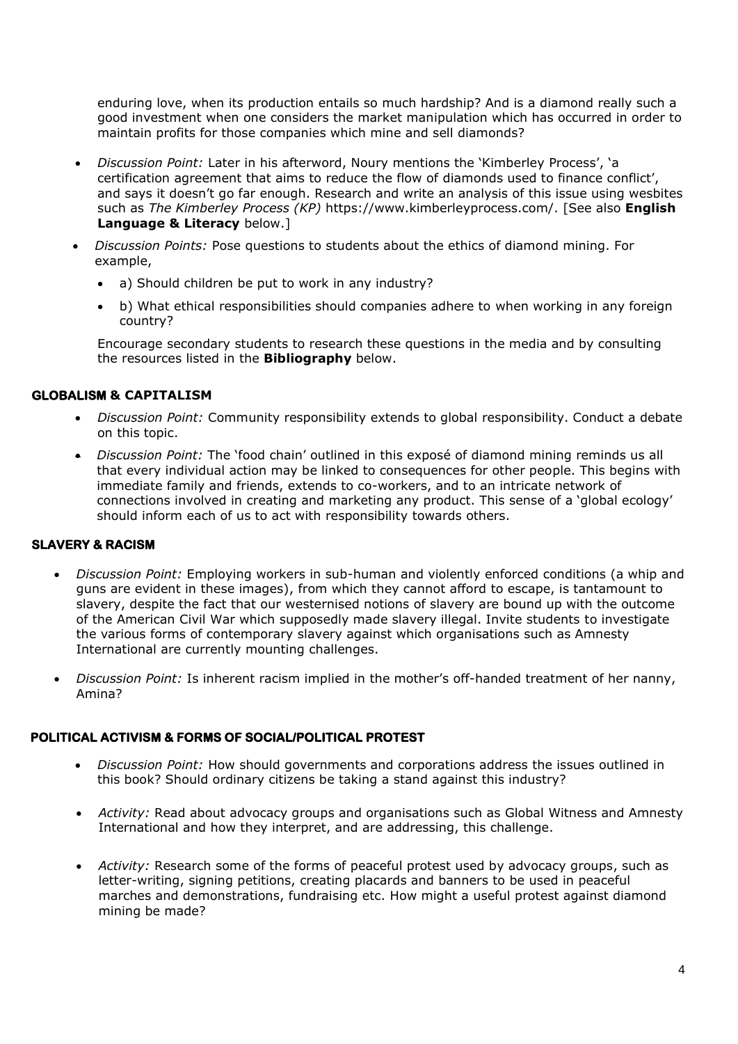enduring love, when its production entails so much hardship? And is a diamond really such a good investment when one considers the market manipulation which has occurred in order to maintain profits for those companies which mine and sell diamonds?

- *Discussion Point:* Later in his afterword, Noury mentions the 'Kimberley Process', 'a certification agreement that aims to reduce the flow of diamonds used to finance conflict', and says it doesn't go far enough. Research and write an analysis of this issue using wesbites such as *The Kimberley Process (KP)* https://www.kimberleyprocess.com/. [See also **English Language & Literacy** below.]
- *Discussion Points:* Pose questions to students about the ethics of diamond mining. For example,
  - a) Should children be put to work in any industry?
  - b) What ethical responsibilities should companies adhere to when working in any foreign country?

  Encourage secondary students to research these questions in the media and by consulting the resources listed in the **Bibliography** below.

### GLOBALISM & CAPITALISM

- *Discussion Point:* Community responsibility extends to global responsibility. Conduct a debate on this topic.
- *Discussion Point:* The 'food chain' outlined in this exposé of diamond mining reminds us all that every individual action may be linked to consequences for other people. This begins with immediate family and friends, extends to co-workers, and to an intricate network of connections involved in creating and marketing any product. This sense of a 'global ecology' should inform each of us to act with responsibility towards others.

### SLAVERY & RACISM

- *Discussion Point:* Employing workers in sub-human and violently enforced conditions (a whip and guns are evident in these images), from which they cannot afford to escape, is tantamount to slavery, despite the fact that our westernised notions of slavery are bound up with the outcome of the American Civil War which supposedly made slavery illegal. Invite students to investigate the various forms of contemporary slavery against which organisations such as Amnesty International are currently mounting challenges.
- *Discussion Point:* Is inherent racism implied in the mother's off-handed treatment of her nanny, Amina?

### POLITICAL ACTIVISM & FORMS OF SOCIAL/POLITICAL PROTEST

- *Discussion Point:* How should governments and corporations address the issues outlined in this book? Should ordinary citizens be taking a stand against this industry?
- *Activity:* Read about advocacy groups and organisations such as Global Witness and Amnesty International and how they interpret, and are addressing, this challenge.
- *Activity:* Research some of the forms of peaceful protest used by advocacy groups, such as letter-writing, signing petitions, creating placards and banners to be used in peaceful marches and demonstrations, fundraising etc. How might a useful protest against diamond mining be made?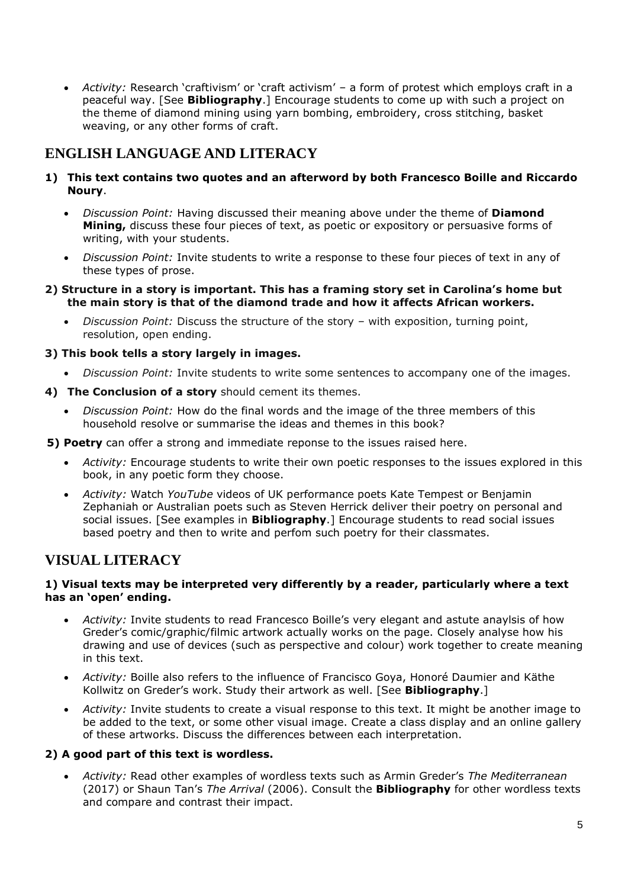- *Activity:* Research 'craftivism' or 'craft activism' – a form of protest which employs craft in a peaceful way. [See **Bibliography**.] Encourage students to come up with such a project on the theme of diamond mining using yarn bombing, embroidery, cross stitching, basket weaving, or any other forms of craft.

## ENGLISH LANGUAGE AND LITERACY

**1) This text contains two quotes and an afterword by both Francesco Boille and Riccardo Noury**.

- *Discussion Point:* Having discussed their meaning above under the theme of **Diamond Mining,** discuss these four pieces of text, as poetic or expository or persuasive forms of writing, with your students.
- *Discussion Point:* Invite students to write a response to these four pieces of text in any of these types of prose.

**2) Structure in a story is important. This has a framing story set in Carolina's home but the main story is that of the diamond trade and how it affects African workers.**

- *Discussion Point:* Discuss the structure of the story – with exposition, turning point, resolution, open ending.

**3) This book tells a story largely in images.**

- *Discussion Point:* Invite students to write some sentences to accompany one of the images.

**4) The Conclusion of a story** should cement its themes.

- *Discussion Point:* How do the final words and the image of the three members of this household resolve or summarise the ideas and themes in this book?

**5) Poetry** can offer a strong and immediate reponse to the issues raised here.

- *Activity:* Encourage students to write their own poetic responses to the issues explored in this book, in any poetic form they choose.
- *Activity:* Watch *YouTube* videos of UK performance poets Kate Tempest or Benjamin Zephaniah or Australian poets such as Steven Herrick deliver their poetry on personal and social issues. [See examples in **Bibliography**.] Encourage students to read social issues based poetry and then to write and perfom such poetry for their classmates.

## VISUAL LITERACY

**1) Visual texts may be interpreted very differently by a reader, particularly where a text has an 'open' ending.**

- *Activity:* Invite students to read Francesco Boille's very elegant and astute anaylsis of how Greder's comic/graphic/filmic artwork actually works on the page. Closely analyse how his drawing and use of devices (such as perspective and colour) work together to create meaning in this text.
- *Activity:* Boille also refers to the influence of Francisco Goya, Honoré Daumier and Käthe Kollwitz on Greder's work. Study their artwork as well. [See **Bibliography**.]
- *Activity:* Invite students to create a visual response to this text. It might be another image to be added to the text, or some other visual image. Create a class display and an online gallery of these artworks. Discuss the differences between each interpretation.

**2) A good part of this text is wordless.**

- *Activity:* Read other examples of wordless texts such as Armin Greder's *The Mediterranean* (2017) or Shaun Tan's *The Arrival* (2006). Consult the **Bibliography** for other wordless texts and compare and contrast their impact.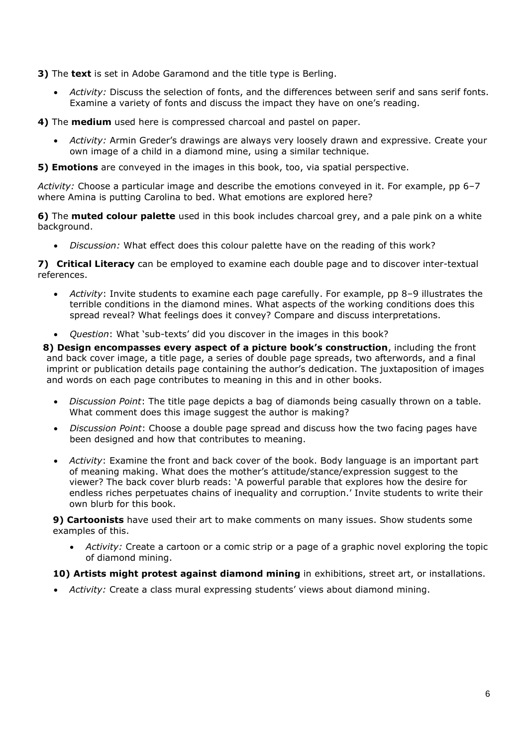**3)** The **text** is set in Adobe Garamond and the title type is Berling.

- *Activity:* Discuss the selection of fonts, and the differences between serif and sans serif fonts. Examine a variety of fonts and discuss the impact they have on one's reading.

**4)** The **medium** used here is compressed charcoal and pastel on paper.

- *Activity:* Armin Greder's drawings are always very loosely drawn and expressive. Create your own image of a child in a diamond mine, using a similar technique.

**5) Emotions** are conveyed in the images in this book, too, via spatial perspective.

*Activity:* Choose a particular image and describe the emotions conveyed in it. For example, pp 6–7 where Amina is putting Carolina to bed. What emotions are explored here?

**6)** The **muted colour palette** used in this book includes charcoal grey, and a pale pink on a white background.

- *Discussion:* What effect does this colour palette have on the reading of this work?

**7) Critical Literacy** can be employed to examine each double page and to discover inter-textual references.

- *Activity*: Invite students to examine each page carefully. For example, pp 8–9 illustrates the terrible conditions in the diamond mines. What aspects of the working conditions does this spread reveal? What feelings does it convey? Compare and discuss interpretations.
- *Question*: What 'sub-texts' did you discover in the images in this book?

**8) Design encompasses every aspect of a picture book's construction**, including the front and back cover image, a title page, a series of double page spreads, two afterwords, and a final imprint or publication details page containing the author's dedication. The juxtaposition of images and words on each page contributes to meaning in this and in other books.

- *Discussion Point*: The title page depicts a bag of diamonds being casually thrown on a table. What comment does this image suggest the author is making?
- *Discussion Point*: Choose a double page spread and discuss how the two facing pages have been designed and how that contributes to meaning.
- *Activity*: Examine the front and back cover of the book. Body language is an important part of meaning making. What does the mother's attitude/stance/expression suggest to the viewer? The back cover blurb reads: 'A powerful parable that explores how the desire for endless riches perpetuates chains of inequality and corruption.' Invite students to write their own blurb for this book.

**9) Cartoonists** have used their art to make comments on many issues. Show students some examples of this.

- *Activity:* Create a cartoon or a comic strip or a page of a graphic novel exploring the topic of diamond mining.

**10) Artists might protest against diamond mining** in exhibitions, street art, or installations.

- *Activity:* Create a class mural expressing students' views about diamond mining.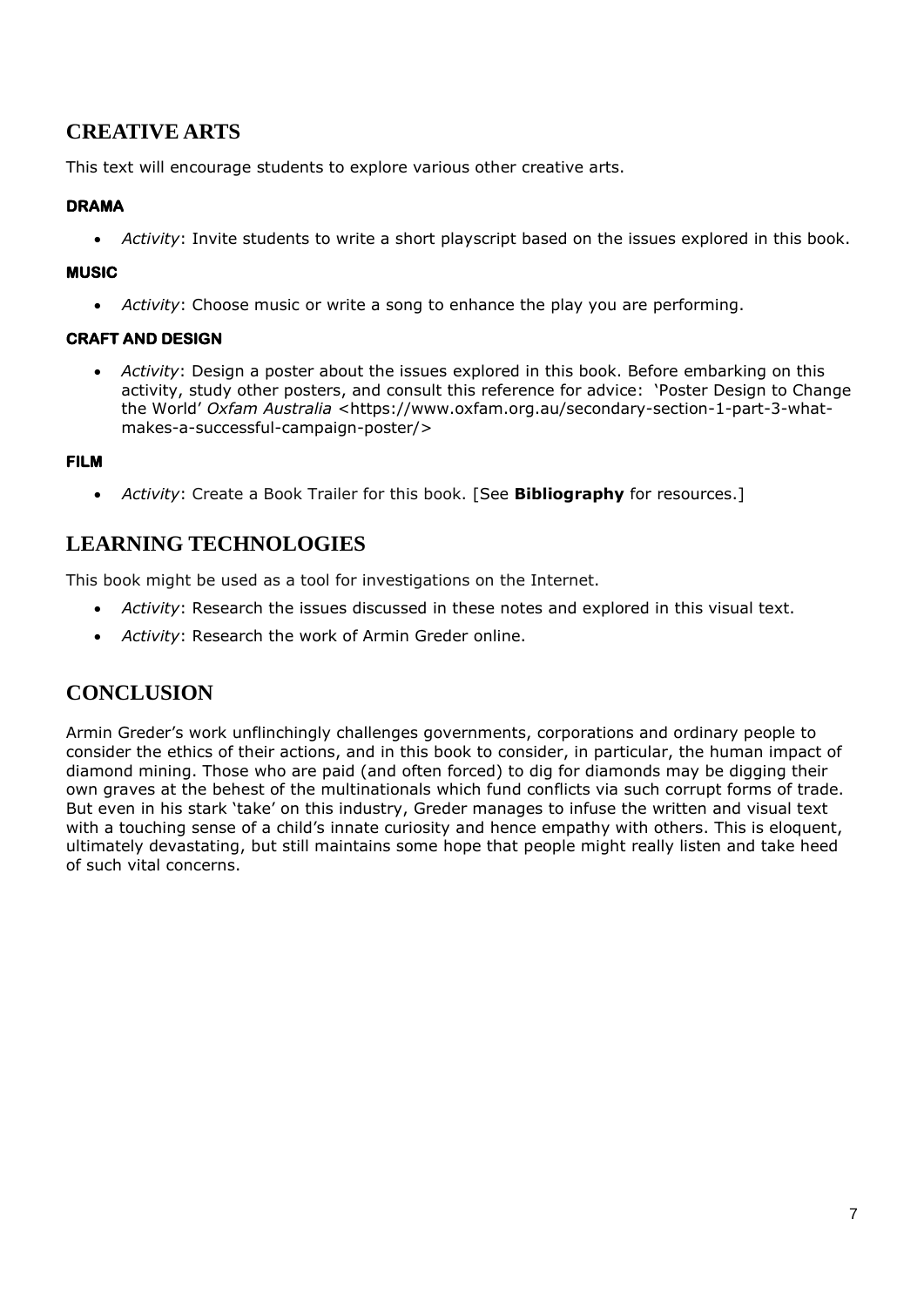## CREATIVE ARTS

This text will encourage students to explore various other creative arts.

### DRAMA

- *Activity*: Invite students to write a short playscript based on the issues explored in this book.

### MUSIC

- *Activity*: Choose music or write a song to enhance the play you are performing.

### CRAFT AND DESIGN

- *Activity*: Design a poster about the issues explored in this book. Before embarking on this activity, study other posters, and consult this reference for advice: 'Poster Design to Change the World' *Oxfam Australia* <https://www.oxfam.org.au/secondary-section-1-part-3-what-makes-a-successful-campaign-poster/>

### FILM

- *Activity*: Create a Book Trailer for this book. [See **Bibliography** for resources.]

## LEARNING TECHNOLOGIES

This book might be used as a tool for investigations on the Internet.

- *Activity*: Research the issues discussed in these notes and explored in this visual text.
- *Activity*: Research the work of Armin Greder online.

## CONCLUSION

Armin Greder's work unflinchingly challenges governments, corporations and ordinary people to consider the ethics of their actions, and in this book to consider, in particular, the human impact of diamond mining. Those who are paid (and often forced) to dig for diamonds may be digging their own graves at the behest of the multinationals which fund conflicts via such corrupt forms of trade. But even in his stark 'take' on this industry, Greder manages to infuse the written and visual text with a touching sense of a child's innate curiosity and hence empathy with others. This is eloquent, ultimately devastating, but still maintains some hope that people might really listen and take heed of such vital concerns.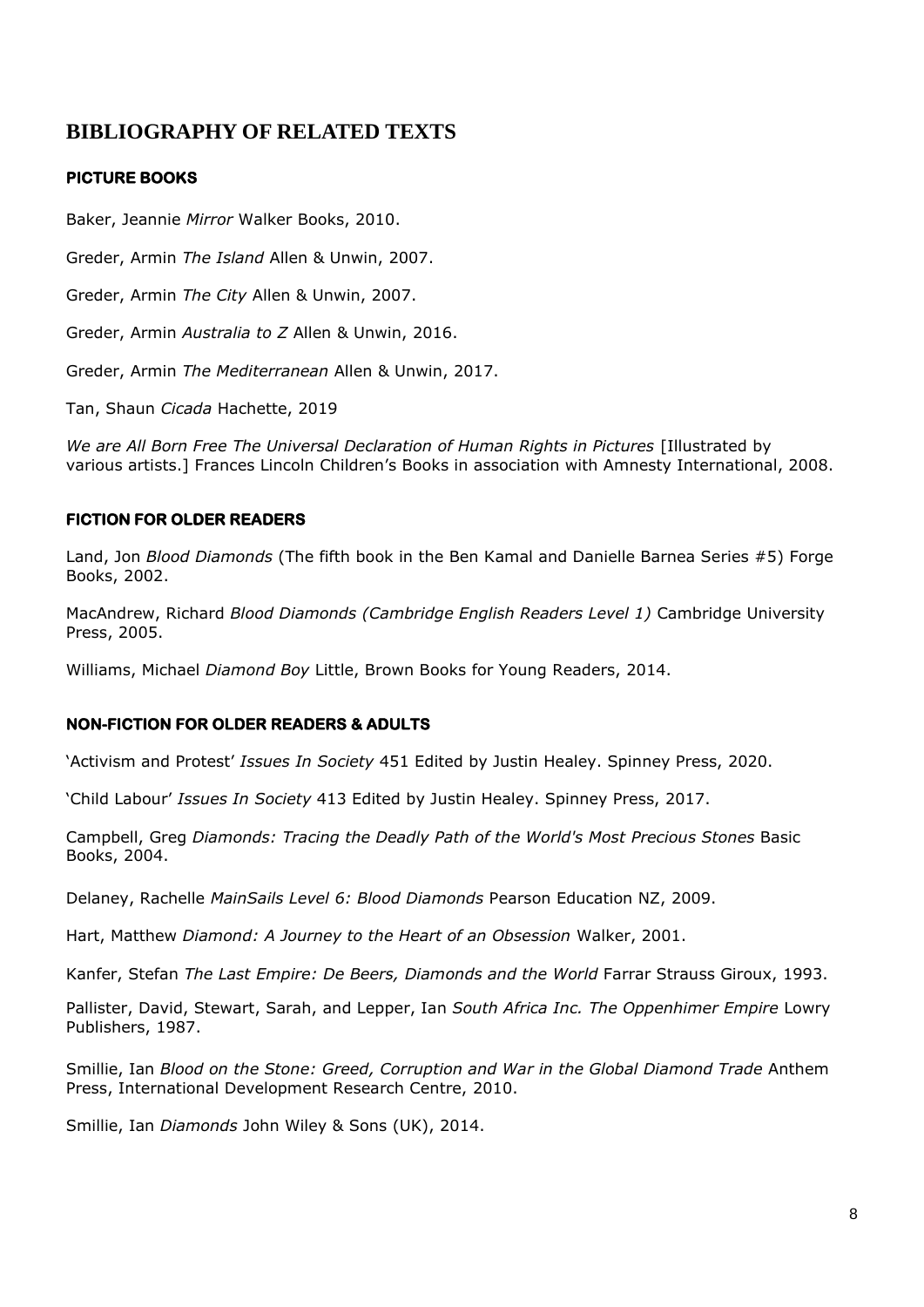## BIBLIOGRAPHY OF RELATED TEXTS

### PICTURE BOOKS

Baker, Jeannie *Mirror* Walker Books, 2010.

Greder, Armin *The Island* Allen & Unwin, 2007.

Greder, Armin *The City* Allen & Unwin, 2007.

Greder, Armin *Australia to Z* Allen & Unwin, 2016.

Greder, Armin *The Mediterranean* Allen & Unwin, 2017.

Tan, Shaun *Cicada* Hachette, 2019

*We are All Born Free The Universal Declaration of Human Rights in Pictures* [Illustrated by various artists.] Frances Lincoln Children's Books in association with Amnesty International, 2008.

### FICTION FOR OLDER READERS

Land, Jon *Blood Diamonds* (The fifth book in the Ben Kamal and Danielle Barnea Series #5) Forge Books, 2002.

MacAndrew, Richard *Blood Diamonds (Cambridge English Readers Level 1)* Cambridge University Press, 2005.

Williams, Michael *Diamond Boy* Little, Brown Books for Young Readers, 2014.

### NON-FICTION FOR OLDER READERS & ADULTS

'Activism and Protest' *Issues In Society* 451 Edited by Justin Healey. Spinney Press, 2020.

'Child Labour' *Issues In Society* 413 Edited by Justin Healey. Spinney Press, 2017.

Campbell, Greg *Diamonds: Tracing the Deadly Path of the World's Most Precious Stones* Basic Books, 2004.

Delaney, Rachelle *MainSails Level 6: Blood Diamonds* Pearson Education NZ, 2009.

Hart, Matthew *Diamond: A Journey to the Heart of an Obsession* Walker, 2001.

Kanfer, Stefan *The Last Empire: De Beers, Diamonds and the World* Farrar Strauss Giroux, 1993.

Pallister, David, Stewart, Sarah, and Lepper, Ian *South Africa Inc. The Oppenhimer Empire* Lowry Publishers, 1987.

Smillie, Ian *Blood on the Stone: Greed, Corruption and War in the Global Diamond Trade* Anthem Press, International Development Research Centre, 2010.

Smillie, Ian *Diamonds* John Wiley & Sons (UK), 2014.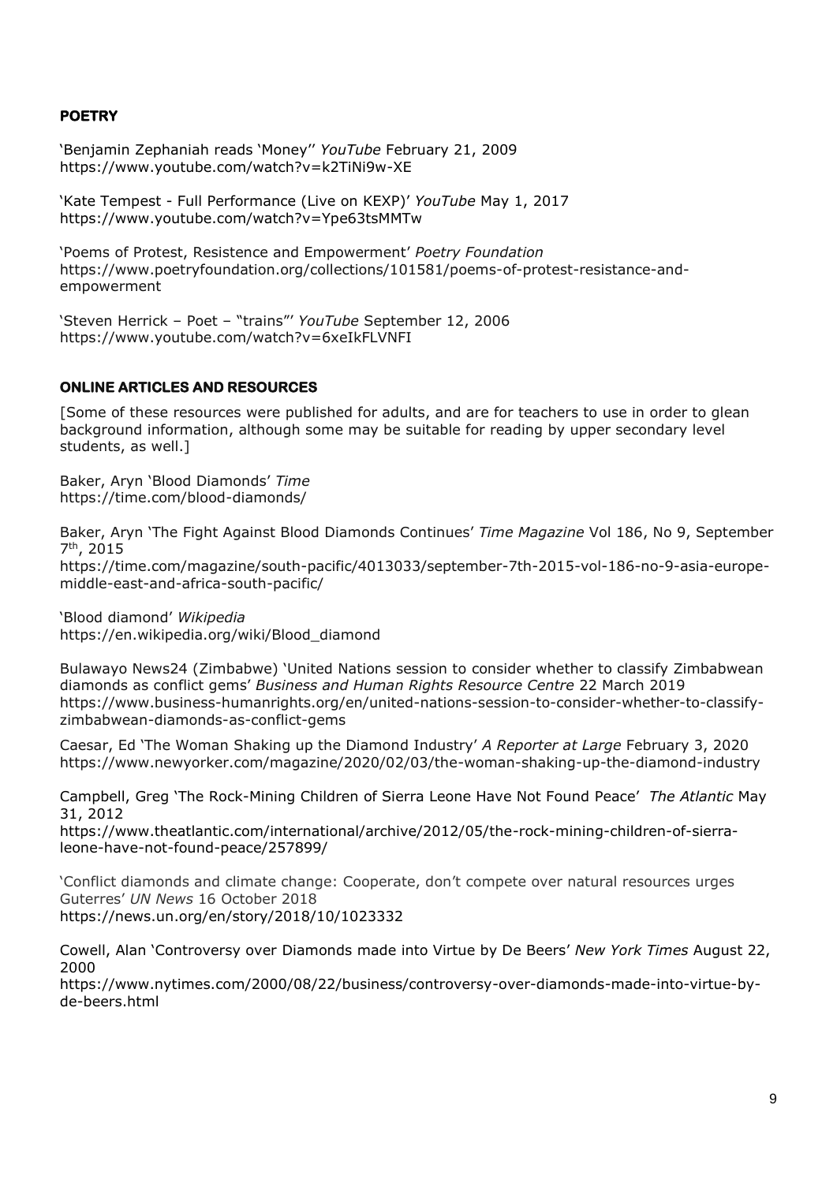## POETRY

'Benjamin Zephaniah reads 'Money'' *YouTube* February 21, 2009
https://www.youtube.com/watch?v=k2TiNi9w-XE

'Kate Tempest - Full Performance (Live on KEXP)' *YouTube* May 1, 2017
https://www.youtube.com/watch?v=Ype63tsMMTw

'Poems of Protest, Resistence and Empowerment' *Poetry Foundation*
https://www.poetryfoundation.org/collections/101581/poems-of-protest-resistance-and-empowerment

'Steven Herrick – Poet – "trains"' *YouTube* September 12, 2006
https://www.youtube.com/watch?v=6xeIkFLVNFI

## ONLINE ARTICLES AND RESOURCES

[Some of these resources were published for adults, and are for teachers to use in order to glean background information, although some may be suitable for reading by upper secondary level students, as well.]

Baker, Aryn 'Blood Diamonds' *Time*
https://time.com/blood-diamonds/

Baker, Aryn 'The Fight Against Blood Diamonds Continues' *Time Magazine* Vol 186, No 9, September 7th, 2015
https://time.com/magazine/south-pacific/4013033/september-7th-2015-vol-186-no-9-asia-europe-middle-east-and-africa-south-pacific/

'Blood diamond' *Wikipedia*
https://en.wikipedia.org/wiki/Blood_diamond

Bulawayo News24 (Zimbabwe) 'United Nations session to consider whether to classify Zimbabwean diamonds as conflict gems' *Business and Human Rights Resource Centre* 22 March 2019
https://www.business-humanrights.org/en/united-nations-session-to-consider-whether-to-classify-zimbabwean-diamonds-as-conflict-gems

Caesar, Ed 'The Woman Shaking up the Diamond Industry' *A Reporter at Large* February 3, 2020
https://www.newyorker.com/magazine/2020/02/03/the-woman-shaking-up-the-diamond-industry

Campbell, Greg 'The Rock-Mining Children of Sierra Leone Have Not Found Peace' *The Atlantic* May 31, 2012
https://www.theatlantic.com/international/archive/2012/05/the-rock-mining-children-of-sierra-leone-have-not-found-peace/257899/

'Conflict diamonds and climate change: Cooperate, don't compete over natural resources urges Guterres' *UN News* 16 October 2018
https://news.un.org/en/story/2018/10/1023332

Cowell, Alan 'Controversy over Diamonds made into Virtue by De Beers' *New York Times* August 22, 2000
https://www.nytimes.com/2000/08/22/business/controversy-over-diamonds-made-into-virtue-by-de-beers.html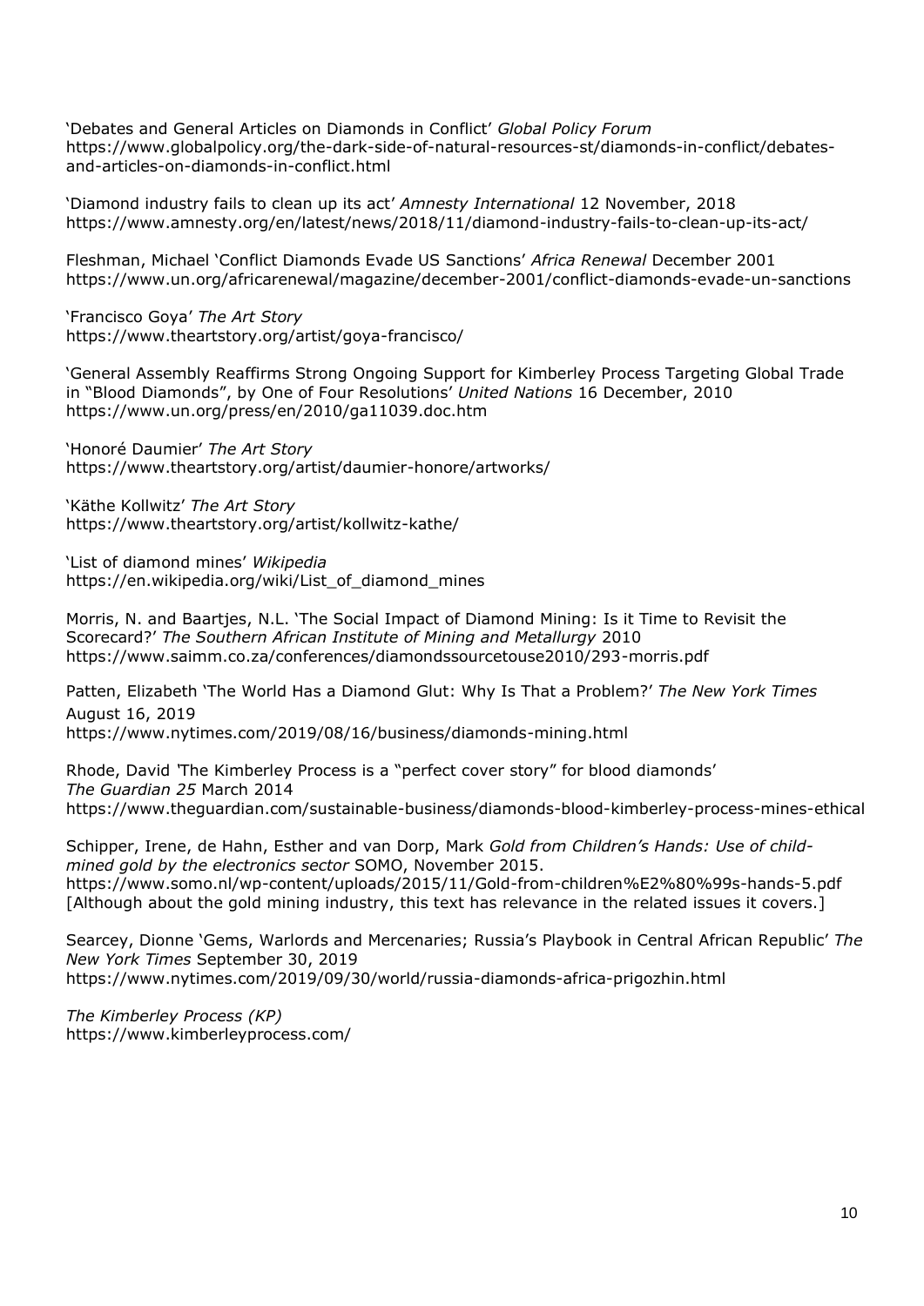'Debates and General Articles on Diamonds in Conflict' *Global Policy Forum*
https://www.globalpolicy.org/the-dark-side-of-natural-resources-st/diamonds-in-conflict/debates-and-articles-on-diamonds-in-conflict.html

'Diamond industry fails to clean up its act' *Amnesty International* 12 November, 2018
https://www.amnesty.org/en/latest/news/2018/11/diamond-industry-fails-to-clean-up-its-act/

Fleshman, Michael 'Conflict Diamonds Evade US Sanctions' *Africa Renewal* December 2001
https://www.un.org/africarenewal/magazine/december-2001/conflict-diamonds-evade-un-sanctions

'Francisco Goya' *The Art Story*
https://www.theartstory.org/artist/goya-francisco/

'General Assembly Reaffirms Strong Ongoing Support for Kimberley Process Targeting Global Trade in "Blood Diamonds", by One of Four Resolutions' *United Nations* 16 December, 2010
https://www.un.org/press/en/2010/ga11039.doc.htm

'Honoré Daumier' *The Art Story*
https://www.theartstory.org/artist/daumier-honore/artworks/

'Käthe Kollwitz' *The Art Story*
https://www.theartstory.org/artist/kollwitz-kathe/

'List of diamond mines' *Wikipedia*
https://en.wikipedia.org/wiki/List_of_diamond_mines

Morris, N. and Baartjes, N.L. 'The Social Impact of Diamond Mining: Is it Time to Revisit the Scorecard?' *The Southern African Institute of Mining and Metallurgy* 2010
https://www.saimm.co.za/conferences/diamondssourcetouse2010/293-morris.pdf

Patten, Elizabeth 'The World Has a Diamond Glut: Why Is That a Problem?' *The New York Times* August 16, 2019
https://www.nytimes.com/2019/08/16/business/diamonds-mining.html

Rhode, David 'The Kimberley Process is a "perfect cover story" for blood diamonds' *The Guardian 25* March 2014
https://www.theguardian.com/sustainable-business/diamonds-blood-kimberley-process-mines-ethical

Schipper, Irene, de Hahn, Esther and van Dorp, Mark *Gold from Children's Hands: Use of child-mined gold by the electronics sector* SOMO, November 2015.
https://www.somo.nl/wp-content/uploads/2015/11/Gold-from-children%E2%80%99s-hands-5.pdf
[Although about the gold mining industry, this text has relevance in the related issues it covers.]

Searcey, Dionne 'Gems, Warlords and Mercenaries; Russia's Playbook in Central African Republic' *The New York Times* September 30, 2019
https://www.nytimes.com/2019/09/30/world/russia-diamonds-africa-prigozhin.html

*The Kimberley Process (KP)*
https://www.kimberleyprocess.com/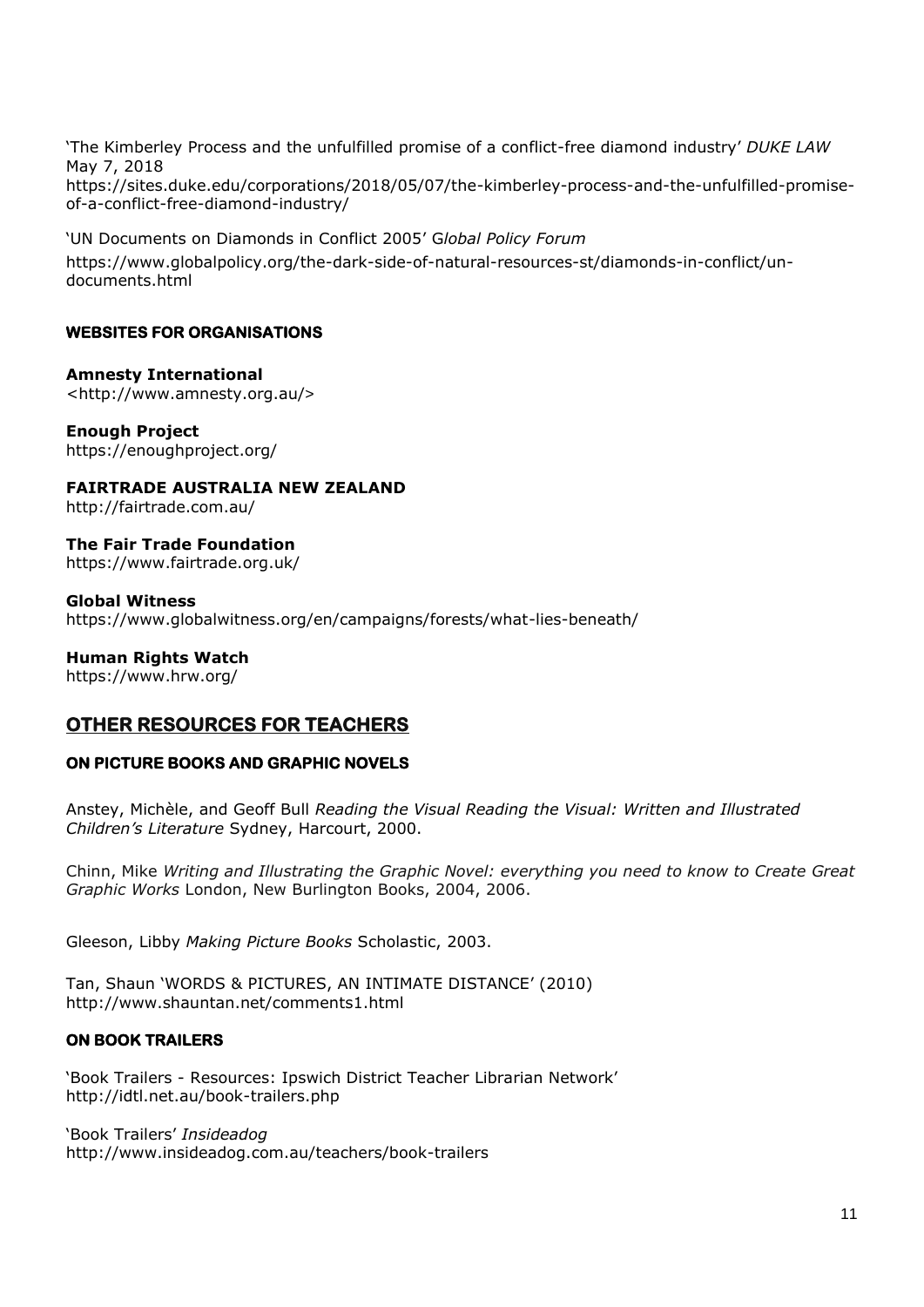'The Kimberley Process and the unfulfilled promise of a conflict-free diamond industry' *DUKE LAW* May 7, 2018
https://sites.duke.edu/corporations/2018/05/07/the-kimberley-process-and-the-unfulfilled-promise-of-a-conflict-free-diamond-industry/

'UN Documents on Diamonds in Conflict 2005' G*lobal Policy Forum*
https://www.globalpolicy.org/the-dark-side-of-natural-resources-st/diamonds-in-conflict/un-documents.html

#### WEBSITES FOR ORGANISATIONS

**Amnesty International**
<http://www.amnesty.org.au/>

**Enough Project**
https://enoughproject.org/

**FAIRTRADE AUSTRALIA NEW ZEALAND**
http://fairtrade.com.au/

**The Fair Trade Foundation**
https://www.fairtrade.org.uk/

**Global Witness**
https://www.globalwitness.org/en/campaigns/forests/what-lies-beneath/

**Human Rights Watch**
https://www.hrw.org/

## OTHER RESOURCES FOR TEACHERS

#### ON PICTURE BOOKS AND GRAPHIC NOVELS

Anstey, Michèle, and Geoff Bull *Reading the Visual Reading the Visual: Written and Illustrated Children's Literature* Sydney, Harcourt, 2000.

Chinn, Mike *Writing and Illustrating the Graphic Novel: everything you need to know to Create Great Graphic Works* London, New Burlington Books, 2004, 2006.

Gleeson, Libby *Making Picture Books* Scholastic, 2003.

Tan, Shaun 'WORDS & PICTURES, AN INTIMATE DISTANCE' (2010)
http://www.shauntan.net/comments1.html

#### ON BOOK TRAILERS

'Book Trailers - Resources: Ipswich District Teacher Librarian Network'
http://idtl.net.au/book-trailers.php

'Book Trailers' *Insideadog*
http://www.insideadog.com.au/teachers/book-trailers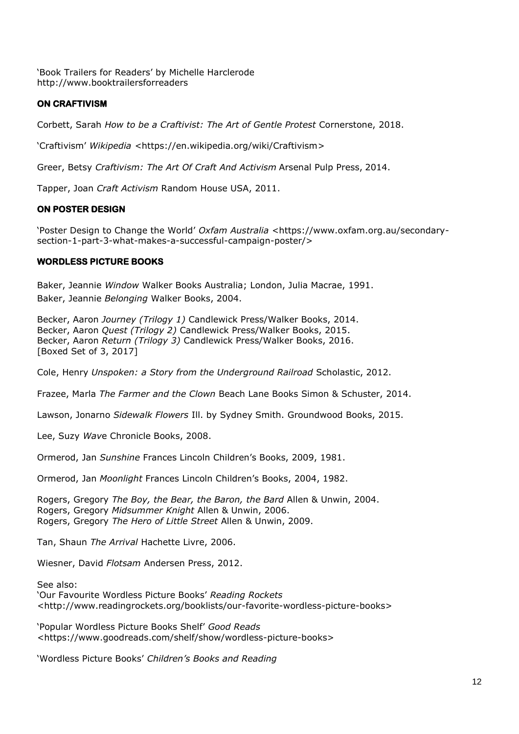'Book Trailers for Readers' by Michelle Harclerode
http://www.booktrailersforreaders

### ON CRAFTIVISM

Corbett, Sarah *How to be a Craftivist: The Art of Gentle Protest* Cornerstone, 2018.

'Craftivism' *Wikipedia* <https://en.wikipedia.org/wiki/Craftivism>

Greer, Betsy *Craftivism: The Art Of Craft And Activism* Arsenal Pulp Press, 2014.

Tapper, Joan *Craft Activism* Random House USA, 2011.

### ON POSTER DESIGN

'Poster Design to Change the World' *Oxfam Australia* <https://www.oxfam.org.au/secondary-section-1-part-3-what-makes-a-successful-campaign-poster/>

### WORDLESS PICTURE BOOKS

Baker, Jeannie *Window* Walker Books Australia; London, Julia Macrae, 1991.
Baker, Jeannie *Belonging* Walker Books, 2004.

Becker, Aaron *Journey (Trilogy 1)* Candlewick Press/Walker Books, 2014.
Becker, Aaron *Quest (Trilogy 2)* Candlewick Press/Walker Books, 2015.
Becker, Aaron *Return (Trilogy 3)* Candlewick Press/Walker Books, 2016.
[Boxed Set of 3, 2017]

Cole, Henry *Unspoken: a Story from the Underground Railroad* Scholastic, 2012.

Frazee, Marla *The Farmer and the Clown* Beach Lane Books Simon & Schuster, 2014.

Lawson, Jonarno *Sidewalk Flowers* Ill. by Sydney Smith. Groundwood Books, 2015.

Lee, Suzy *Wave* Chronicle Books, 2008.

Ormerod, Jan *Sunshine* Frances Lincoln Children's Books, 2009, 1981.

Ormerod, Jan *Moonlight* Frances Lincoln Children's Books, 2004, 1982.

Rogers, Gregory *The Boy, the Bear, the Baron, the Bard* Allen & Unwin, 2004.
Rogers, Gregory *Midsummer Knight* Allen & Unwin, 2006.
Rogers, Gregory *The Hero of Little Street* Allen & Unwin, 2009.

Tan, Shaun *The Arrival* Hachette Livre, 2006.

Wiesner, David *Flotsam* Andersen Press, 2012.

See also:
'Our Favourite Wordless Picture Books' *Reading Rockets* <http://www.readingrockets.org/booklists/our-favorite-wordless-picture-books>

'Popular Wordless Picture Books Shelf' *Good Reads* <https://www.goodreads.com/shelf/show/wordless-picture-books>

'Wordless Picture Books' *Children's Books and Reading*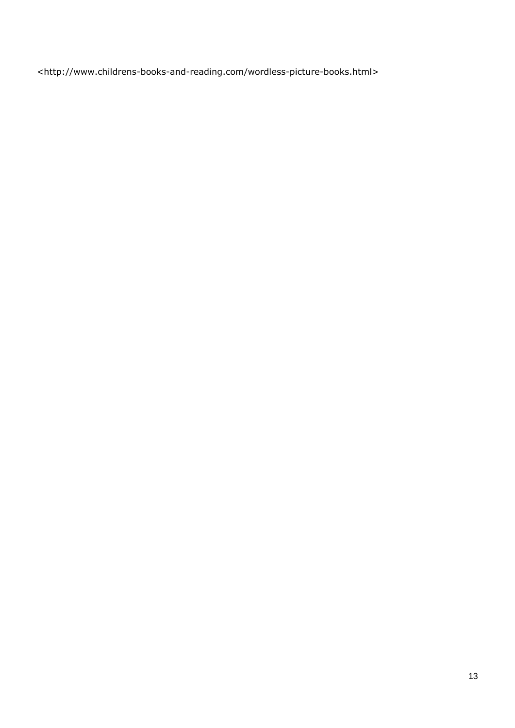<http://www.childrens-books-and-reading.com/wordless-picture-books.html>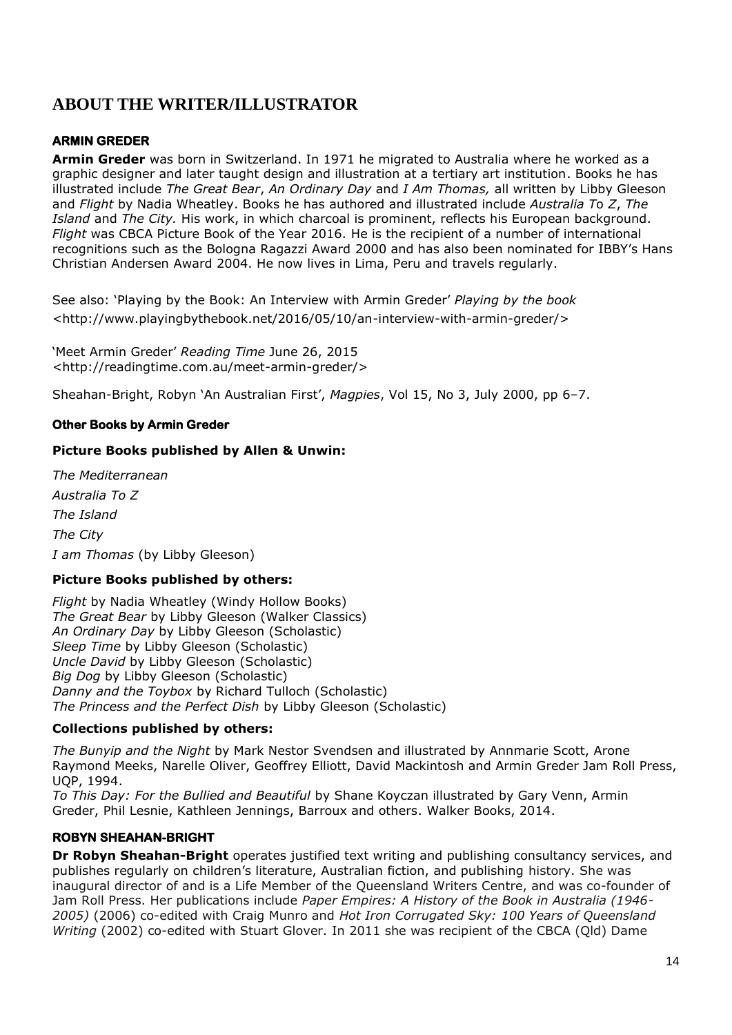# ABOUT THE WRITER/ILLUSTRATOR

### ARMIN GREDER

**Armin Greder** was born in Switzerland. In 1971 he migrated to Australia where he worked as a graphic designer and later taught design and illustration at a tertiary art institution. Books he has illustrated include *The Great Bear*, *An Ordinary Day* and *I Am Thomas,* all written by Libby Gleeson and *Flight* by Nadia Wheatley. Books he has authored and illustrated include *Australia To Z*, *The Island* and *The City.* His work, in which charcoal is prominent, reflects his European background. *Flight* was CBCA Picture Book of the Year 2016. He is the recipient of a number of international recognitions such as the Bologna Ragazzi Award 2000 and has also been nominated for IBBY's Hans Christian Andersen Award 2004. He now lives in Lima, Peru and travels regularly.

See also: 'Playing by the Book: An Interview with Armin Greder' *Playing by the book* <http://www.playingbythebook.net/2016/05/10/an-interview-with-armin-greder/>

'Meet Armin Greder' *Reading Time* June 26, 2015 <http://readingtime.com.au/meet-armin-greder/>

Sheahan-Bright, Robyn 'An Australian First', *Magpies*, Vol 15, No 3, July 2000, pp 6–7.

#### Other Books by Armin Greder

**Picture Books published by Allen & Unwin:**

*The Mediterranean*

*Australia To Z*

*The Island*

*The City*

*I am Thomas* (by Libby Gleeson)

**Picture Books published by others:**

*Flight* by Nadia Wheatley (Windy Hollow Books)
*The Great Bear* by Libby Gleeson (Walker Classics)
*An Ordinary Day* by Libby Gleeson (Scholastic)
*Sleep Time* by Libby Gleeson (Scholastic)
*Uncle David* by Libby Gleeson (Scholastic)
*Big Dog* by Libby Gleeson (Scholastic)
*Danny and the Toybox* by Richard Tulloch (Scholastic)
*The Princess and the Perfect Dish* by Libby Gleeson (Scholastic)

**Collections published by others:**

*The Bunyip and the Night* by Mark Nestor Svendsen and illustrated by Annmarie Scott, Arone Raymond Meeks, Narelle Oliver, Geoffrey Elliott, David Mackintosh and Armin Greder Jam Roll Press, UQP, 1994.
*To This Day: For the Bullied and Beautiful* by Shane Koyczan illustrated by Gary Venn, Armin Greder, Phil Lesnie, Kathleen Jennings, Barroux and others. Walker Books, 2014.

### ROBYN SHEAHAN-BRIGHT

**Dr Robyn Sheahan-Bright** operates justified text writing and publishing consultancy services, and publishes regularly on children's literature, Australian fiction, and publishing history. She was inaugural director of and is a Life Member of the Queensland Writers Centre, and was co-founder of Jam Roll Press. Her publications include *Paper Empires: A History of the Book in Australia (1946-2005)* (2006) co-edited with Craig Munro and *Hot Iron Corrugated Sky: 100 Years of Queensland Writing* (2002) co-edited with Stuart Glover. In 2011 she was recipient of the CBCA (Qld) Dame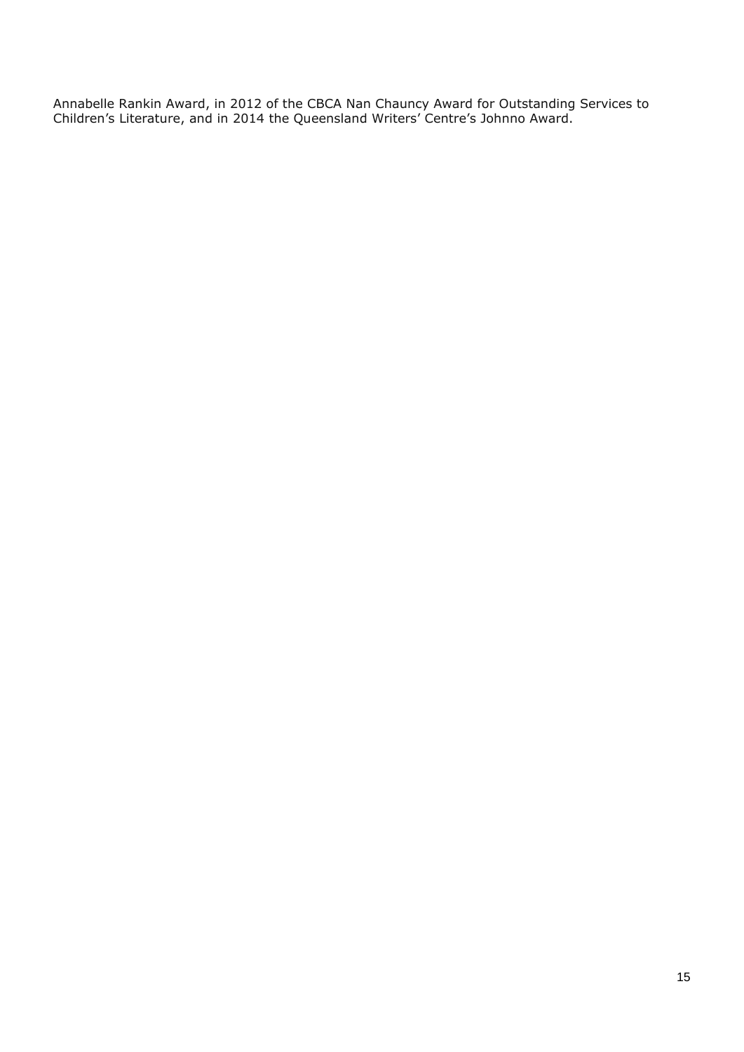Annabelle Rankin Award, in 2012 of the CBCA Nan Chauncy Award for Outstanding Services to Children's Literature, and in 2014 the Queensland Writers' Centre's Johnno Award.